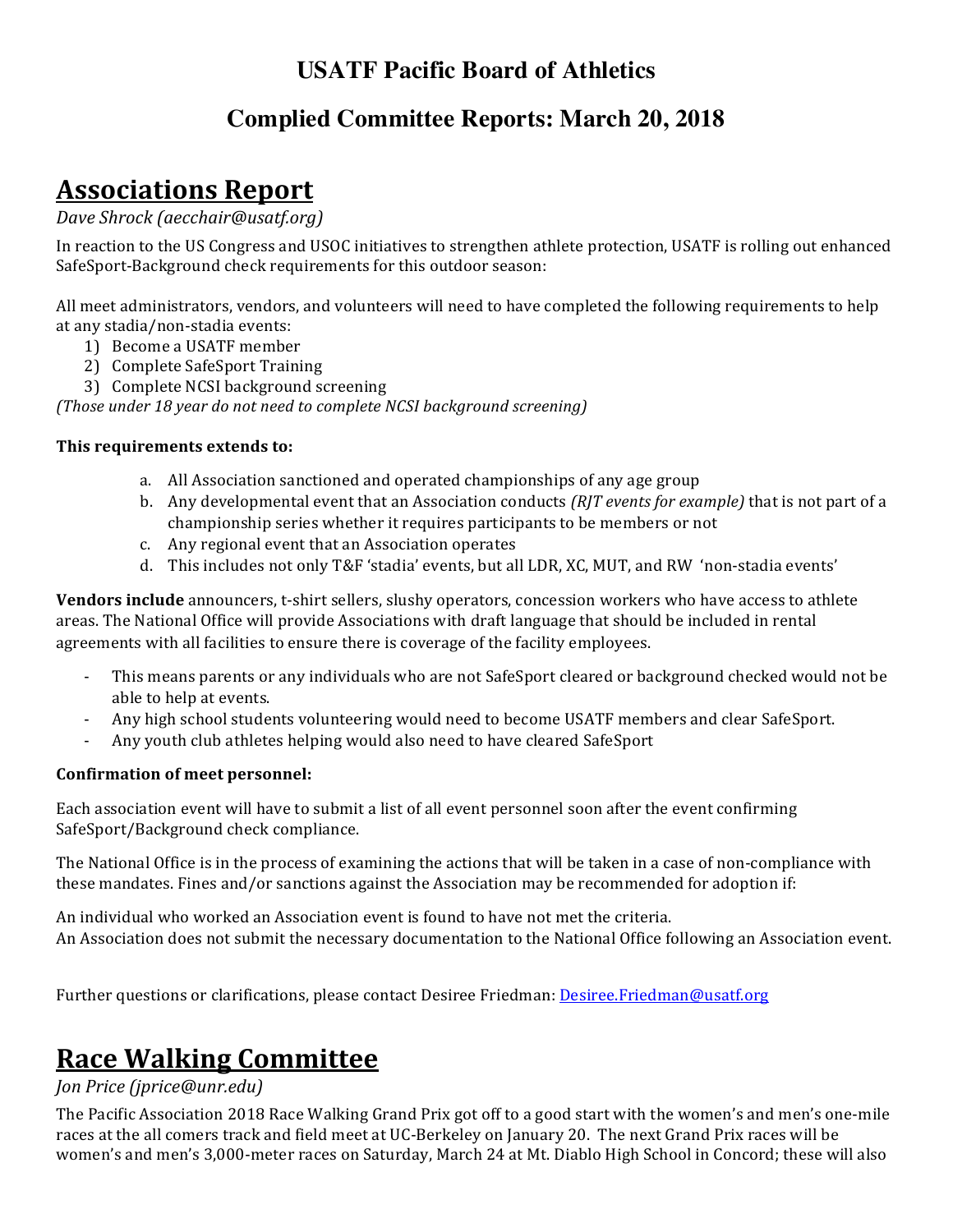# USATF Pacific Board of Athletics

## Complied Committee Reports: March 20, 2018

# Associations Report

*Dave Shrock (aecchair@usatf.org)*

In reaction to the US Congress and USOC initiatives to strengthen athlete protection, USATF is rolling out enhanced SafeSport-Background check requirements for this outdoor season:

All meet administrators, vendors, and volunteers will need to have completed the following requirements to help at any stadia/non-stadia events:

1) Become a USATF member
2) Complete SafeSport Training
3) Complete NCSI background screening

*(Those under 18 year do not need to complete NCSI background screening)*

**This requirements extends to:**

a. All Association sanctioned and operated championships of any age group
b. Any developmental event that an Association conducts *(RJT events for example)* that is not part of a championship series whether it requires participants to be members or not
c. Any regional event that an Association operates
d. This includes not only T&F 'stadia' events, but all LDR, XC, MUT, and RW 'non-stadia events'

**Vendors include** announcers, t-shirt sellers, slushy operators, concession workers who have access to athlete areas. The National Office will provide Associations with draft language that should be included in rental agreements with all facilities to ensure there is coverage of the facility employees.

- This means parents or any individuals who are not SafeSport cleared or background checked would not be able to help at events.
- Any high school students volunteering would need to become USATF members and clear SafeSport.
- Any youth club athletes helping would also need to have cleared SafeSport

**Confirmation of meet personnel:**

Each association event will have to submit a list of all event personnel soon after the event confirming SafeSport/Background check compliance.

The National Office is in the process of examining the actions that will be taken in a case of non-compliance with these mandates. Fines and/or sanctions against the Association may be recommended for adoption if:

An individual who worked an Association event is found to have not met the criteria.
An Association does not submit the necessary documentation to the National Office following an Association event.

Further questions or clarifications, please contact Desiree Friedman: Desiree.Friedman@usatf.org

# Race Walking Committee

*Jon Price (jprice@unr.edu)*

The Pacific Association 2018 Race Walking Grand Prix got off to a good start with the women's and men's one-mile races at the all comers track and field meet at UC-Berkeley on January 20. The next Grand Prix races will be women's and men's 3,000-meter races on Saturday, March 24 at Mt. Diablo High School in Concord; these will also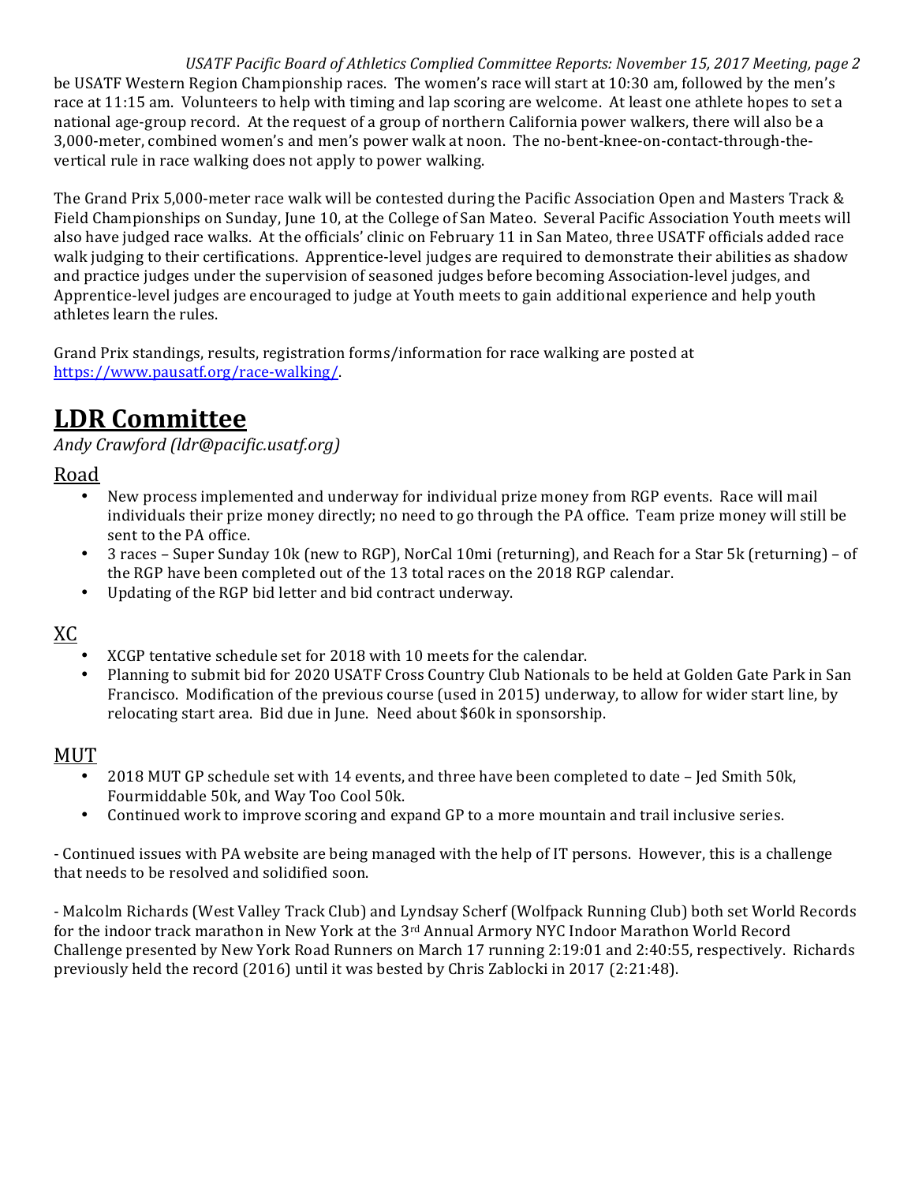be USATF Western Region Championship races. The women's race will start at 10:30 am, followed by the men's race at 11:15 am. Volunteers to help with timing and lap scoring are welcome. At least one athlete hopes to set a national age-group record. At the request of a group of northern California power walkers, there will also be a 3,000-meter, combined women's and men's power walk at noon. The no-bent-knee-on-contact-through-the-vertical rule in race walking does not apply to power walking.

The Grand Prix 5,000-meter race walk will be contested during the Pacific Association Open and Masters Track & Field Championships on Sunday, June 10, at the College of San Mateo. Several Pacific Association Youth meets will also have judged race walks. At the officials' clinic on February 11 in San Mateo, three USATF officials added race walk judging to their certifications. Apprentice-level judges are required to demonstrate their abilities as shadow and practice judges under the supervision of seasoned judges before becoming Association-level judges, and Apprentice-level judges are encouraged to judge at Youth meets to gain additional experience and help youth athletes learn the rules.

Grand Prix standings, results, registration forms/information for race walking are posted at https://www.pausatf.org/race-walking/.

# LDR Committee

*Andy Crawford (ldr@pacific.usatf.org)*

## Road

- New process implemented and underway for individual prize money from RGP events. Race will mail individuals their prize money directly; no need to go through the PA office. Team prize money will still be sent to the PA office.
- 3 races – Super Sunday 10k (new to RGP), NorCal 10mi (returning), and Reach for a Star 5k (returning) – of the RGP have been completed out of the 13 total races on the 2018 RGP calendar.
- Updating of the RGP bid letter and bid contract underway.

## XC

- XCGP tentative schedule set for 2018 with 10 meets for the calendar.
- Planning to submit bid for 2020 USATF Cross Country Club Nationals to be held at Golden Gate Park in San Francisco. Modification of the previous course (used in 2015) underway, to allow for wider start line, by relocating start area. Bid due in June. Need about $60k in sponsorship.

## MUT

- 2018 MUT GP schedule set with 14 events, and three have been completed to date – Jed Smith 50k, Fourmiddable 50k, and Way Too Cool 50k.
- Continued work to improve scoring and expand GP to a more mountain and trail inclusive series.

- Continued issues with PA website are being managed with the help of IT persons. However, this is a challenge that needs to be resolved and solidified soon.

- Malcolm Richards (West Valley Track Club) and Lyndsay Scherf (Wolfpack Running Club) both set World Records for the indoor track marathon in New York at the 3rd Annual Armory NYC Indoor Marathon World Record Challenge presented by New York Road Runners on March 17 running 2:19:01 and 2:40:55, respectively. Richards previously held the record (2016) until it was bested by Chris Zablocki in 2017 (2:21:48).